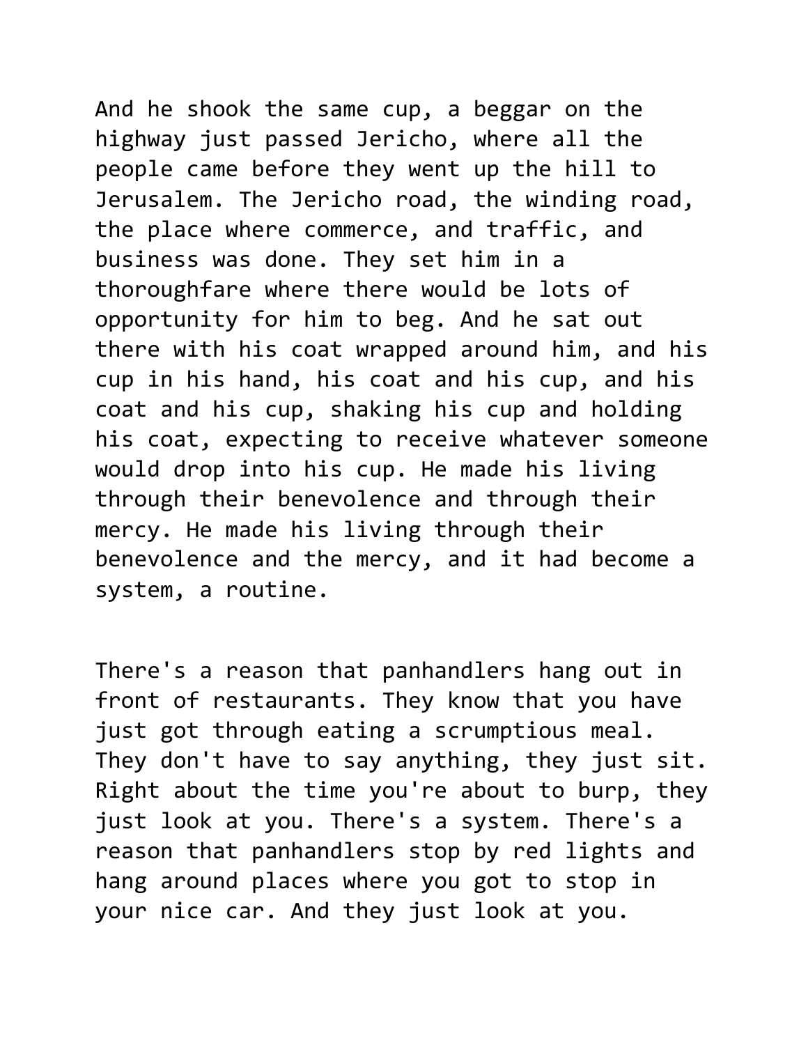And he shook the same cup, a beggar on the highway just passed Jericho, where all the people came before they went up the hill to Jerusalem. The Jericho road, the winding road, the place where commerce, and traffic, and business was done. They set him in a thoroughfare where there would be lots of opportunity for him to beg. And he sat out there with his coat wrapped around him, and his cup in his hand, his coat and his cup, and his coat and his cup, shaking his cup and holding his coat, expecting to receive whatever someone would drop into his cup. He made his living through their benevolence and through their mercy. He made his living through their benevolence and the mercy, and it had become a system, a routine.

There's a reason that panhandlers hang out in front of restaurants. They know that you have just got through eating a scrumptious meal. They don't have to say anything, they just sit. Right about the time you're about to burp, they just look at you. There's a system. There's a reason that panhandlers stop by red lights and hang around places where you got to stop in your nice car. And they just look at you.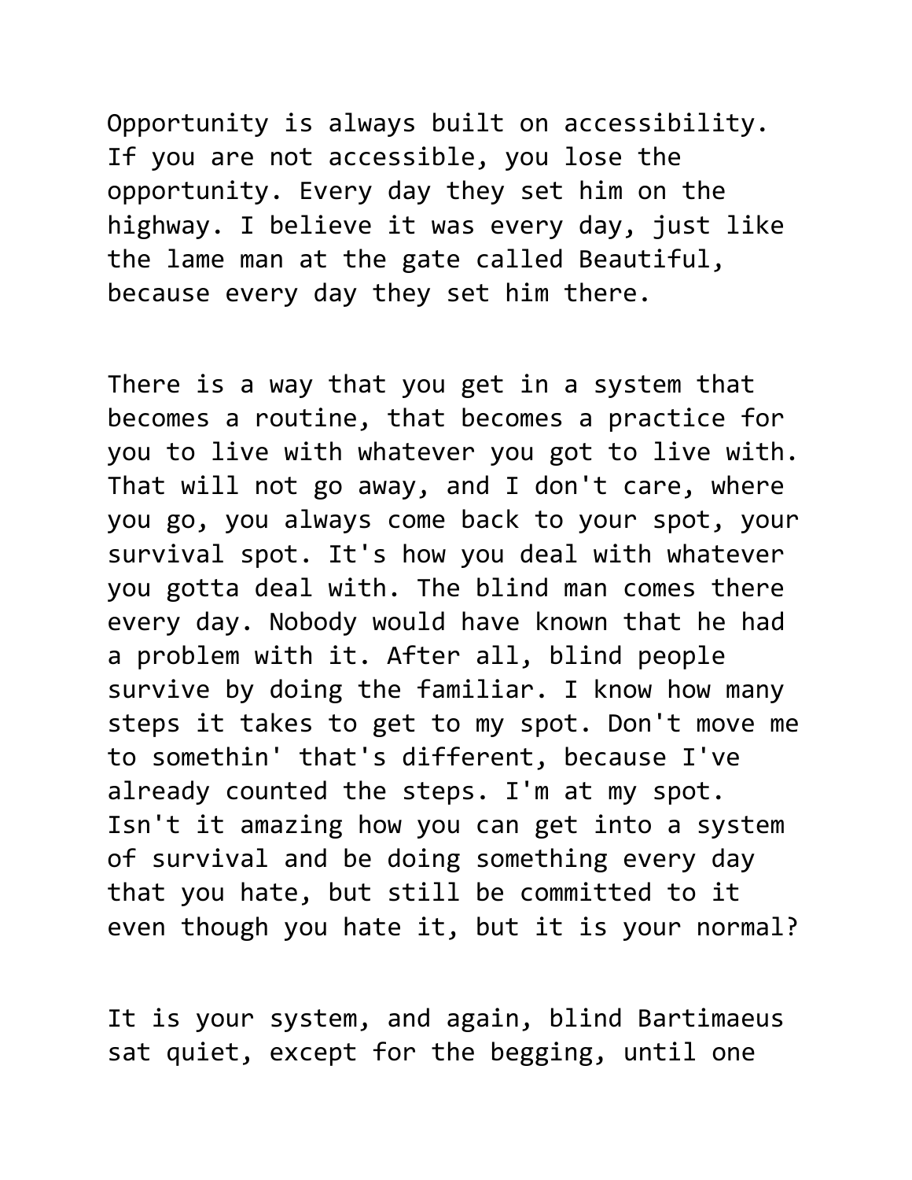Opportunity is always built on accessibility. If you are not accessible, you lose the opportunity. Every day they set him on the highway. I believe it was every day, just like the lame man at the gate called Beautiful, because every day they set him there.

There is a way that you get in a system that becomes a routine, that becomes a practice for you to live with whatever you got to live with. That will not go away, and I don't care, where you go, you always come back to your spot, your survival spot. It's how you deal with whatever you gotta deal with. The blind man comes there every day. Nobody would have known that he had a problem with it. After all, blind people survive by doing the familiar. I know how many steps it takes to get to my spot. Don't move me to somethin' that's different, because I've already counted the steps. I'm at my spot. Isn't it amazing how you can get into a system of survival and be doing something every day that you hate, but still be committed to it even though you hate it, but it is your normal?

It is your system, and again, blind Bartimaeus sat quiet, except for the begging, until one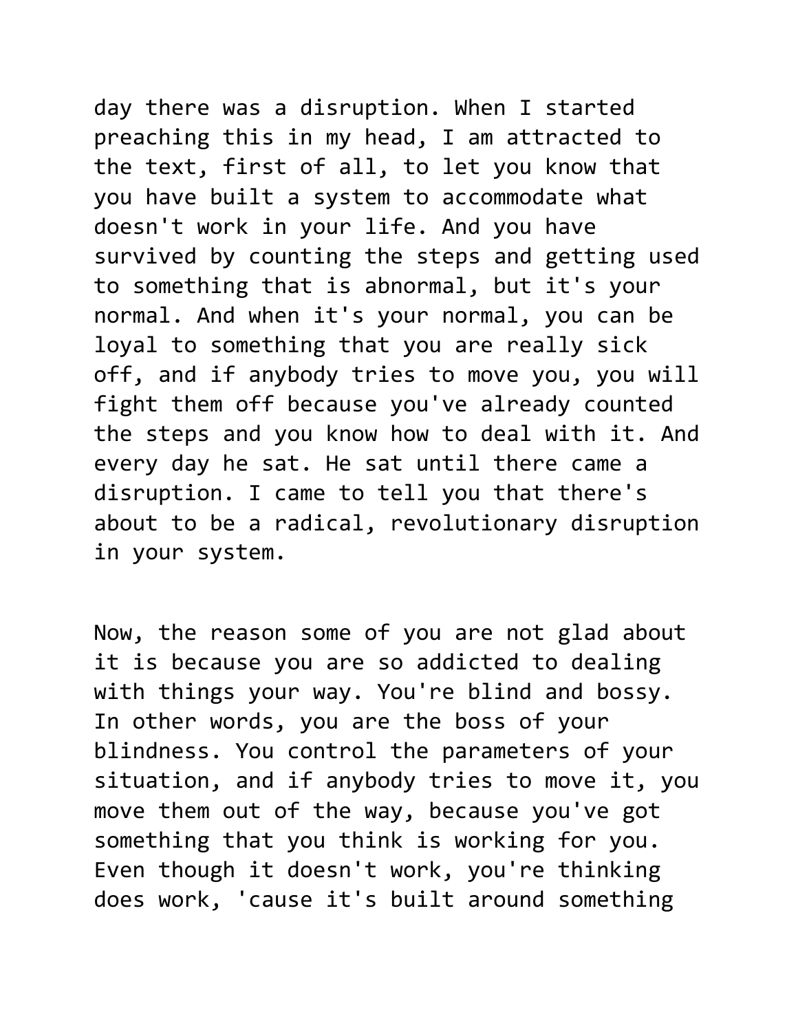day there was a disruption. When I started preaching this in my head, I am attracted to the text, first of all, to let you know that you have built a system to accommodate what doesn't work in your life. And you have survived by counting the steps and getting used to something that is abnormal, but it's your normal. And when it's your normal, you can be loyal to something that you are really sick off, and if anybody tries to move you, you will fight them off because you've already counted the steps and you know how to deal with it. And every day he sat. He sat until there came a disruption. I came to tell you that there's about to be a radical, revolutionary disruption in your system.

Now, the reason some of you are not glad about it is because you are so addicted to dealing with things your way. You're blind and bossy. In other words, you are the boss of your blindness. You control the parameters of your situation, and if anybody tries to move it, you move them out of the way, because you've got something that you think is working for you. Even though it doesn't work, you're thinking does work, 'cause it's built around something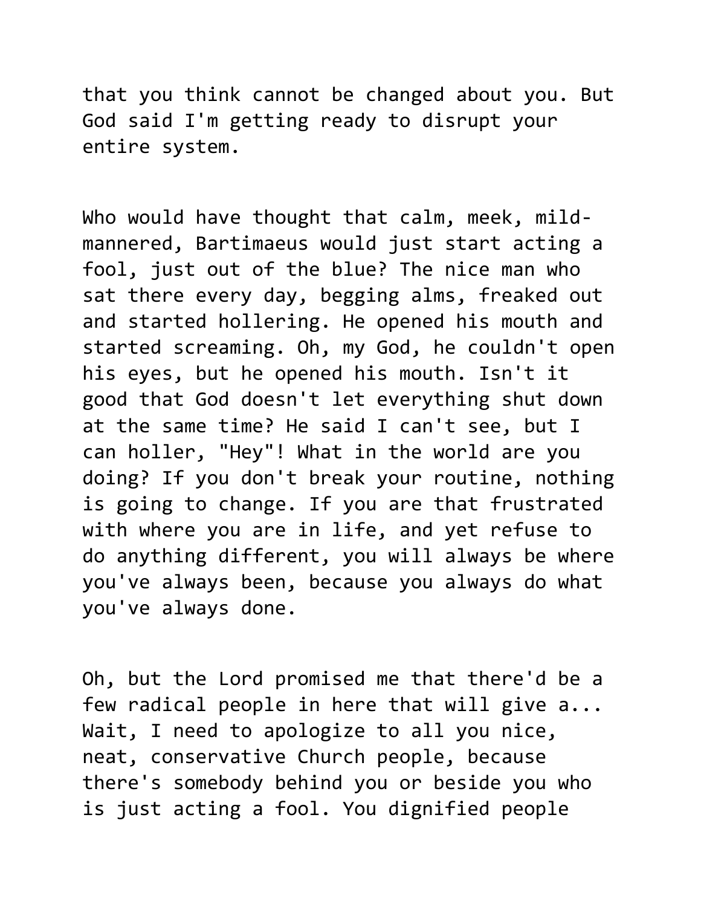that you think cannot be changed about you. But God said I'm getting ready to disrupt your entire system.

Who would have thought that calm, meek, mild-mannered, Bartimaeus would just start acting a fool, just out of the blue? The nice man who sat there every day, begging alms, freaked out and started hollering. He opened his mouth and started screaming. Oh, my God, he couldn't open his eyes, but he opened his mouth. Isn't it good that God doesn't let everything shut down at the same time? He said I can't see, but I can holler, "Hey"! What in the world are you doing? If you don't break your routine, nothing is going to change. If you are that frustrated with where you are in life, and yet refuse to do anything different, you will always be where you've always been, because you always do what you've always done.

Oh, but the Lord promised me that there'd be a few radical people in here that will give a... Wait, I need to apologize to all you nice, neat, conservative Church people, because there's somebody behind you or beside you who is just acting a fool. You dignified people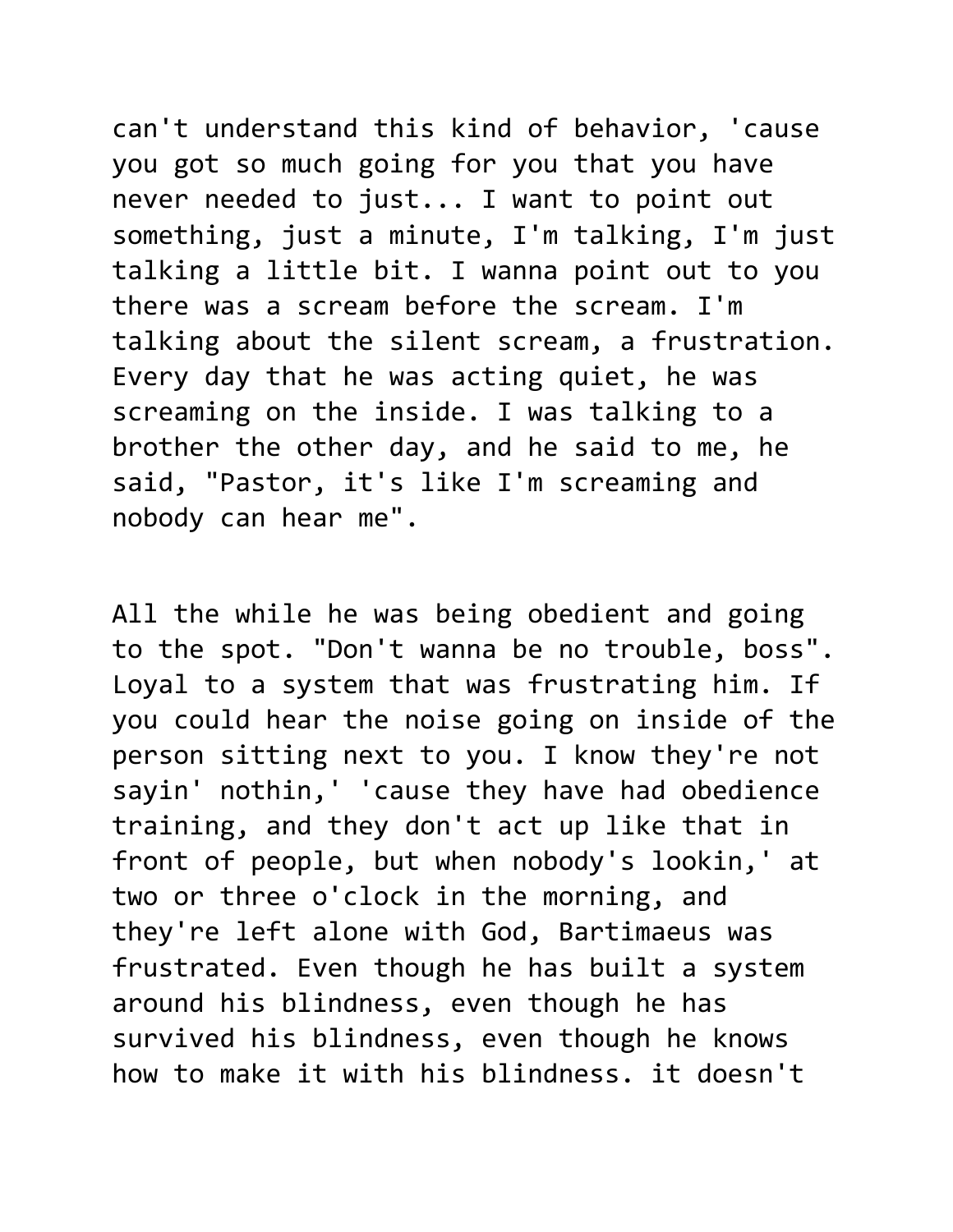can't understand this kind of behavior, 'cause you got so much going for you that you have never needed to just... I want to point out something, just a minute, I'm talking, I'm just talking a little bit. I wanna point out to you there was a scream before the scream. I'm talking about the silent scream, a frustration. Every day that he was acting quiet, he was screaming on the inside. I was talking to a brother the other day, and he said to me, he said, "Pastor, it's like I'm screaming and nobody can hear me".

All the while he was being obedient and going to the spot. "Don't wanna be no trouble, boss". Loyal to a system that was frustrating him. If you could hear the noise going on inside of the person sitting next to you. I know they're not sayin' nothin,' 'cause they have had obedience training, and they don't act up like that in front of people, but when nobody's lookin,' at two or three o'clock in the morning, and they're left alone with God, Bartimaeus was frustrated. Even though he has built a system around his blindness, even though he has survived his blindness, even though he knows how to make it with his blindness. it doesn't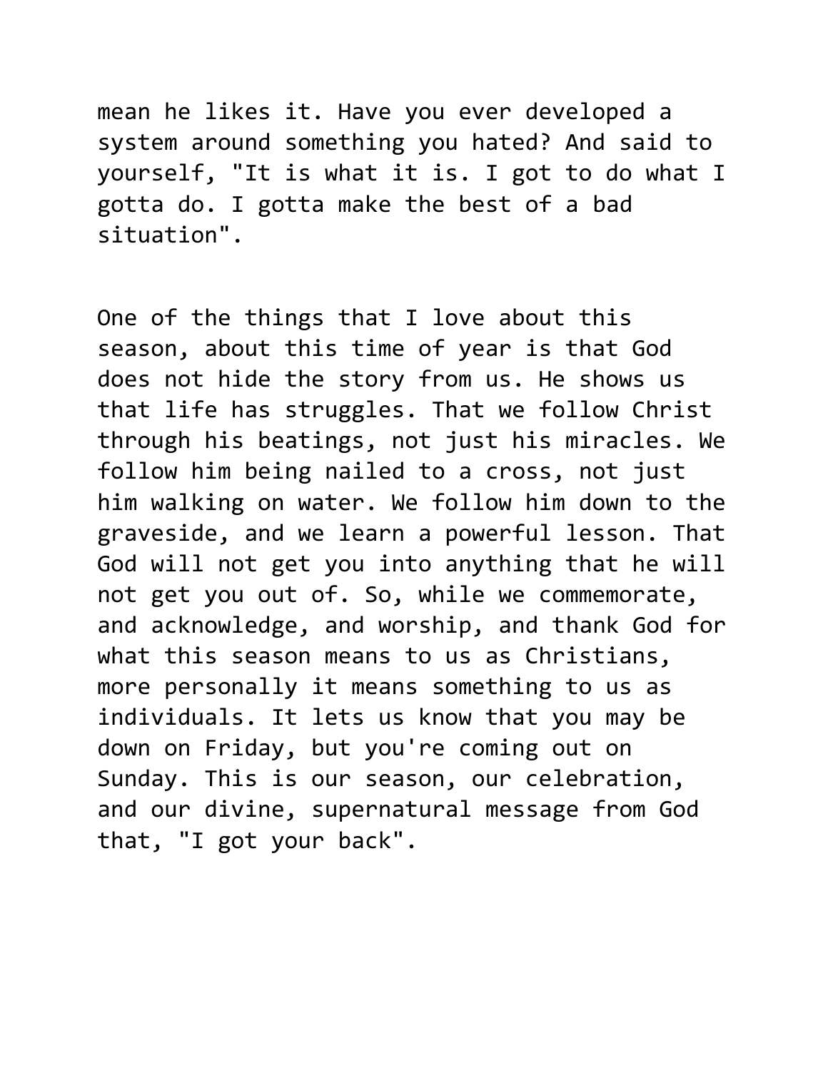mean he likes it. Have you ever developed a system around something you hated? And said to yourself, "It is what it is. I got to do what I gotta do. I gotta make the best of a bad situation".

One of the things that I love about this season, about this time of year is that God does not hide the story from us. He shows us that life has struggles. That we follow Christ through his beatings, not just his miracles. We follow him being nailed to a cross, not just him walking on water. We follow him down to the graveside, and we learn a powerful lesson. That God will not get you into anything that he will not get you out of. So, while we commemorate, and acknowledge, and worship, and thank God for what this season means to us as Christians, more personally it means something to us as individuals. It lets us know that you may be down on Friday, but you're coming out on Sunday. This is our season, our celebration, and our divine, supernatural message from God that, "I got your back".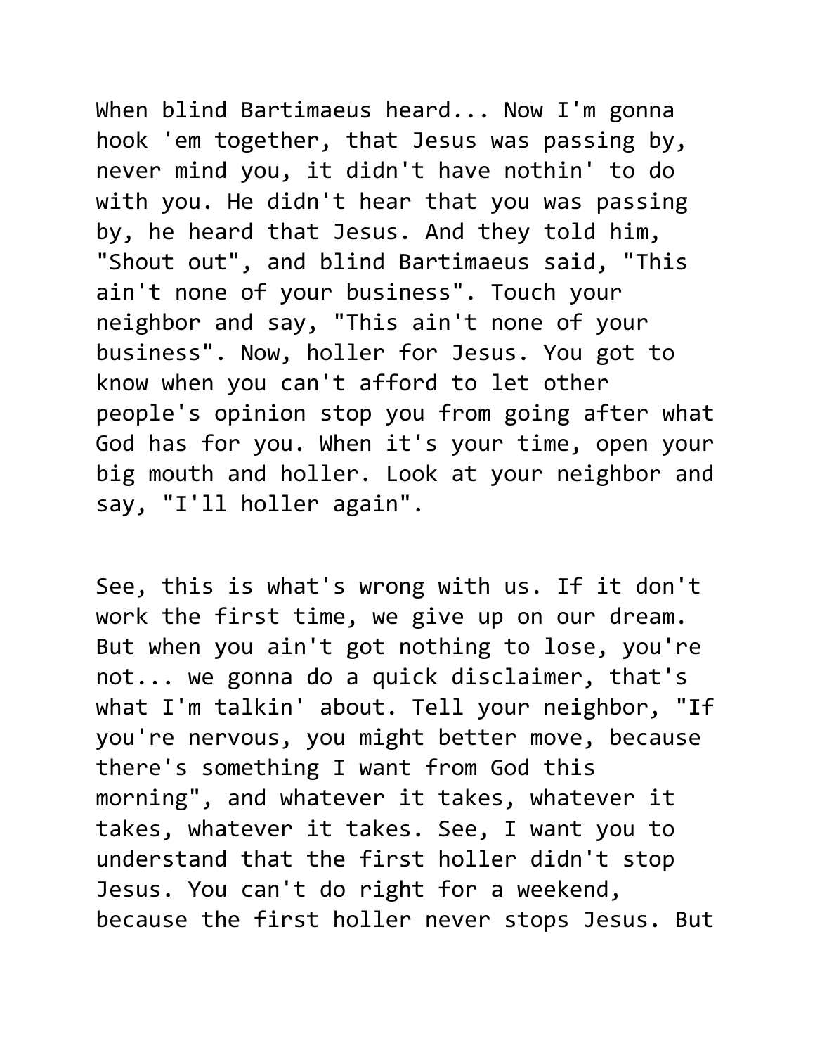When blind Bartimaeus heard... Now I'm gonna hook 'em together, that Jesus was passing by, never mind you, it didn't have nothin' to do with you. He didn't hear that you was passing by, he heard that Jesus. And they told him, "Shout out", and blind Bartimaeus said, "This ain't none of your business". Touch your neighbor and say, "This ain't none of your business". Now, holler for Jesus. You got to know when you can't afford to let other people's opinion stop you from going after what God has for you. When it's your time, open your big mouth and holler. Look at your neighbor and say, "I'll holler again".

See, this is what's wrong with us. If it don't work the first time, we give up on our dream. But when you ain't got nothing to lose, you're not... we gonna do a quick disclaimer, that's what I'm talkin' about. Tell your neighbor, "If you're nervous, you might better move, because there's something I want from God this morning", and whatever it takes, whatever it takes, whatever it takes. See, I want you to understand that the first holler didn't stop Jesus. You can't do right for a weekend, because the first holler never stops Jesus. But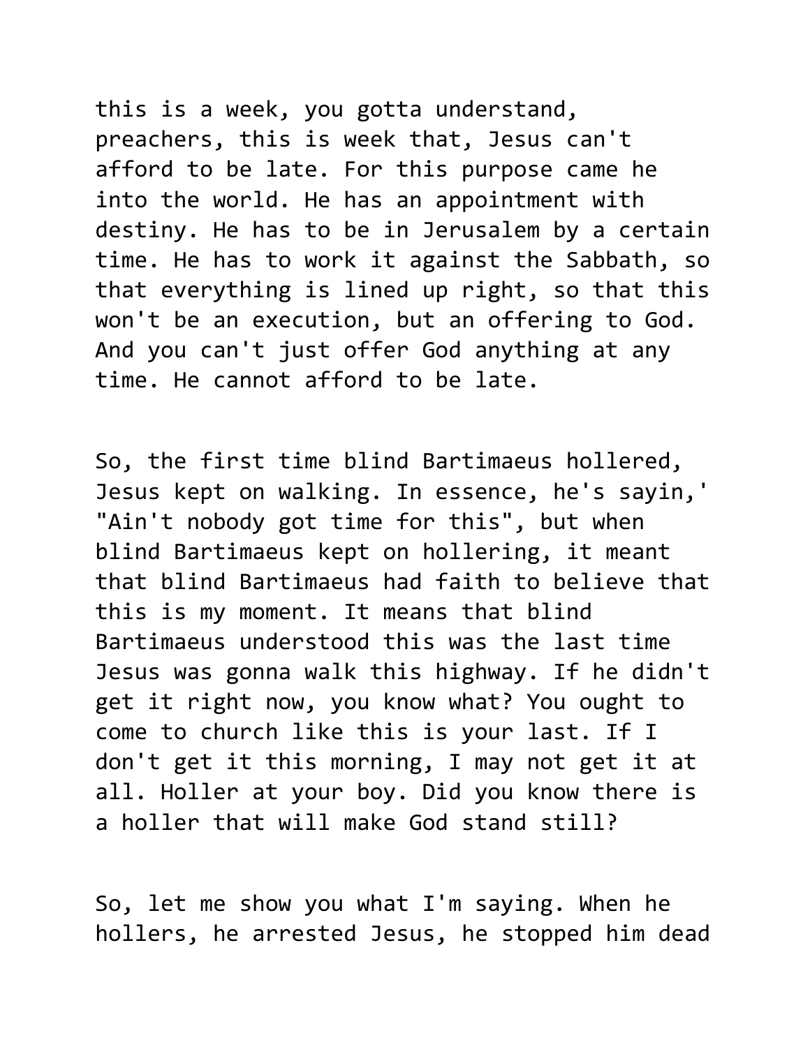this is a week, you gotta understand, preachers, this is week that, Jesus can't afford to be late. For this purpose came he into the world. He has an appointment with destiny. He has to be in Jerusalem by a certain time. He has to work it against the Sabbath, so that everything is lined up right, so that this won't be an execution, but an offering to God. And you can't just offer God anything at any time. He cannot afford to be late.

So, the first time blind Bartimaeus hollered, Jesus kept on walking. In essence, he's sayin,' "Ain't nobody got time for this", but when blind Bartimaeus kept on hollering, it meant that blind Bartimaeus had faith to believe that this is my moment. It means that blind Bartimaeus understood this was the last time Jesus was gonna walk this highway. If he didn't get it right now, you know what? You ought to come to church like this is your last. If I don't get it this morning, I may not get it at all. Holler at your boy. Did you know there is a holler that will make God stand still?

So, let me show you what I'm saying. When he hollers, he arrested Jesus, he stopped him dead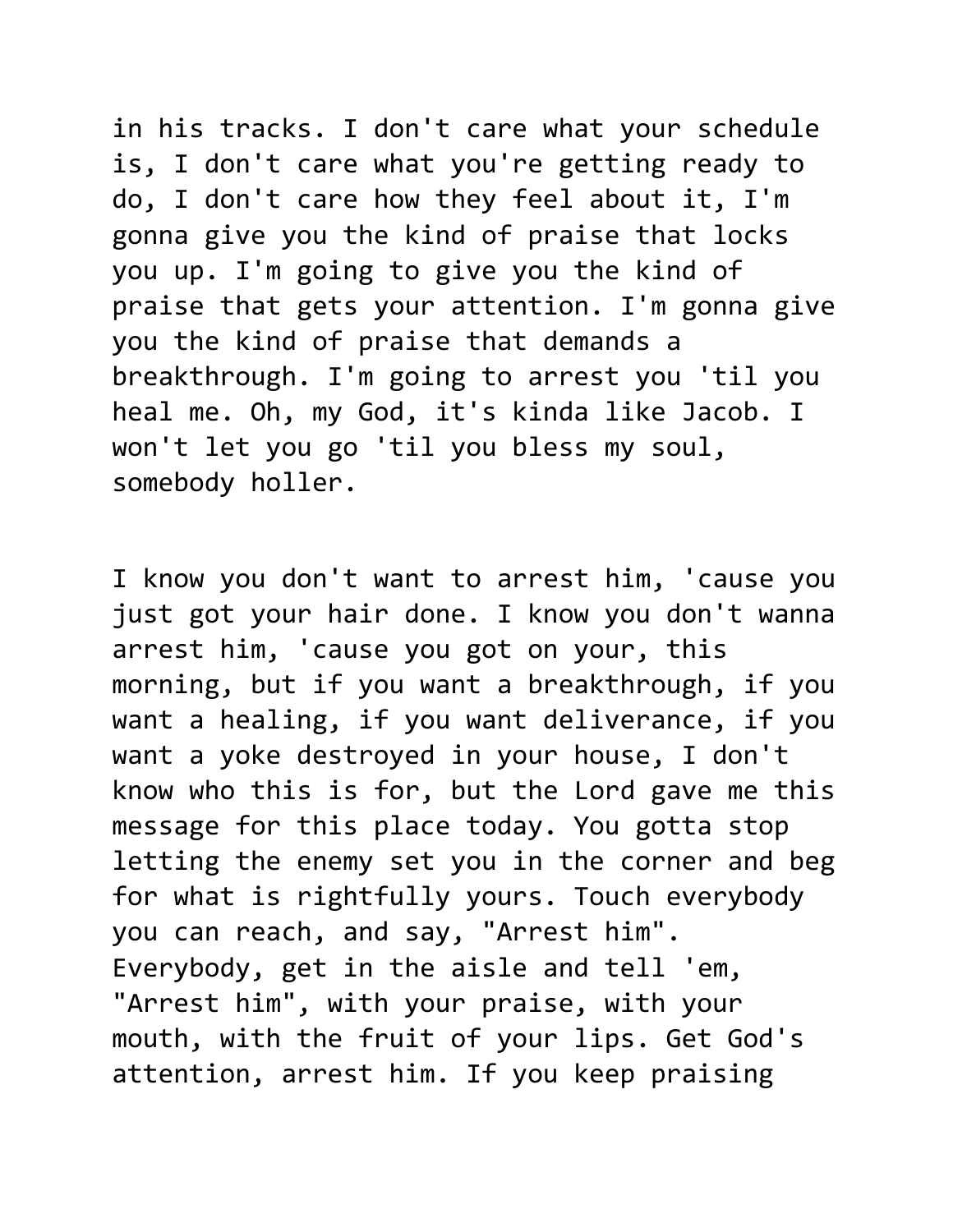in his tracks. I don't care what your schedule is, I don't care what you're getting ready to do, I don't care how they feel about it, I'm gonna give you the kind of praise that locks you up. I'm going to give you the kind of praise that gets your attention. I'm gonna give you the kind of praise that demands a breakthrough. I'm going to arrest you 'til you heal me. Oh, my God, it's kinda like Jacob. I won't let you go 'til you bless my soul, somebody holler.

I know you don't want to arrest him, 'cause you just got your hair done. I know you don't wanna arrest him, 'cause you got on your, this morning, but if you want a breakthrough, if you want a healing, if you want deliverance, if you want a yoke destroyed in your house, I don't know who this is for, but the Lord gave me this message for this place today. You gotta stop letting the enemy set you in the corner and beg for what is rightfully yours. Touch everybody you can reach, and say, "Arrest him". Everybody, get in the aisle and tell 'em, "Arrest him", with your praise, with your mouth, with the fruit of your lips. Get God's attention, arrest him. If you keep praising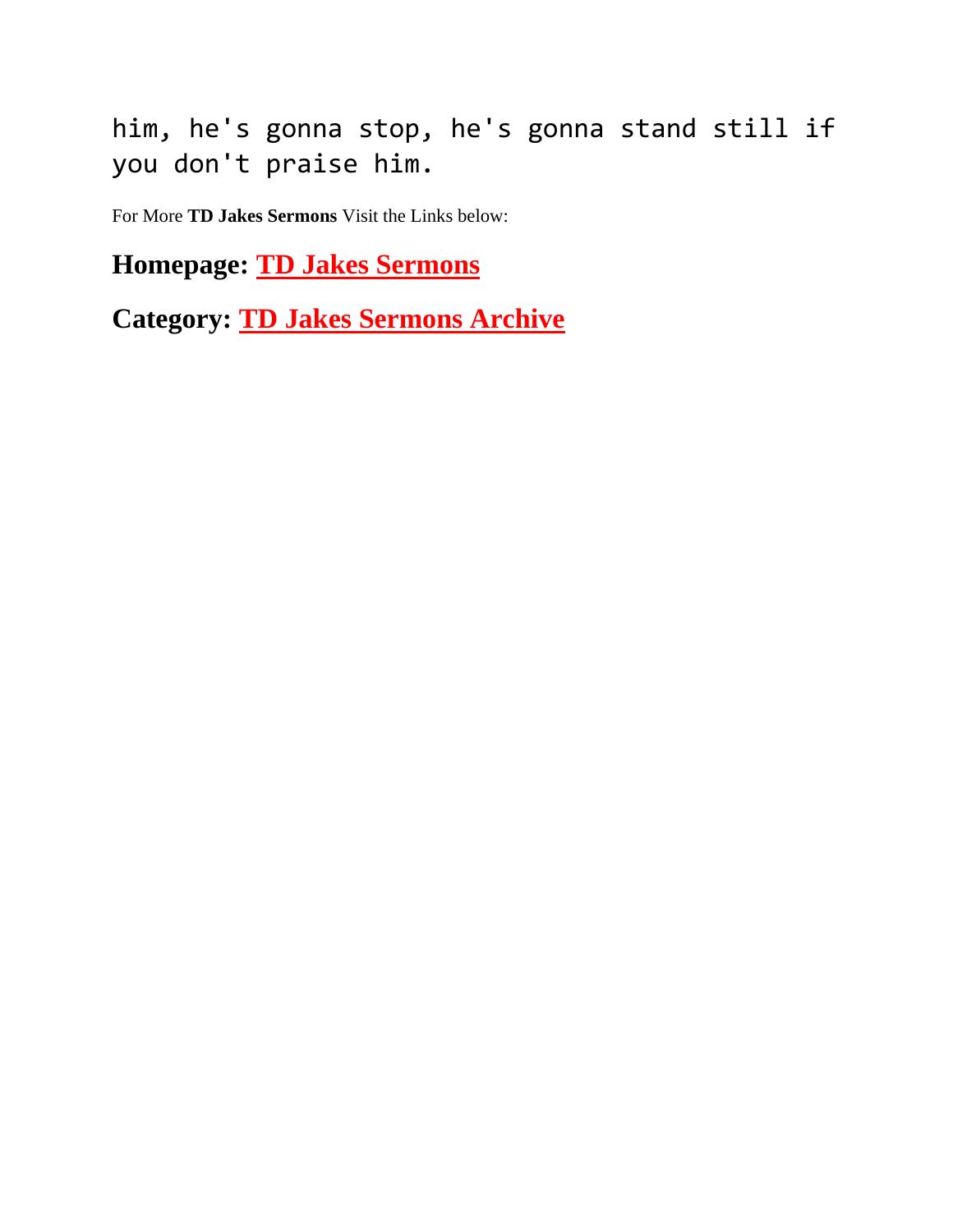him, he's gonna stop, he's gonna stand still if you don't praise him.

For More **TD Jakes Sermons** Visit the Links below:

## Homepage: TD Jakes Sermons

## Category: TD Jakes Sermons Archive